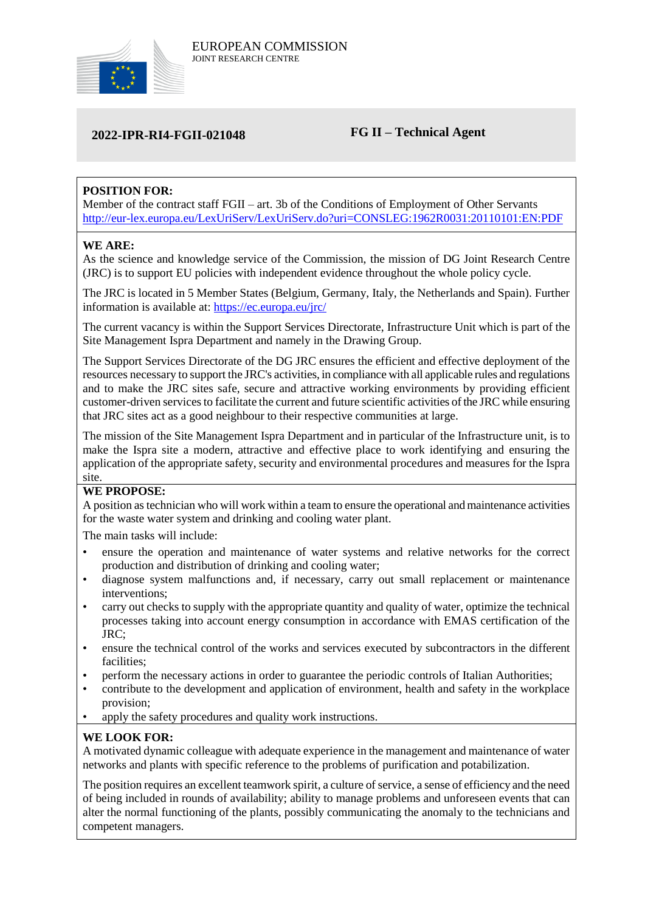EUROPEAN COMMISSION
JOINT RESEARCH CENTRE

**2022-IPR-RI4-FGII-021048** **FG II – Technical Agent**

**POSITION FOR:**
Member of the contract staff FGII – art. 3b of the Conditions of Employment of Other Servants
http://eur-lex.europa.eu/LexUriServ/LexUriServ.do?uri=CONSLEG:1962R0031:20110101:EN:PDF

**WE ARE:**
As the science and knowledge service of the Commission, the mission of DG Joint Research Centre (JRC) is to support EU policies with independent evidence throughout the whole policy cycle.

The JRC is located in 5 Member States (Belgium, Germany, Italy, the Netherlands and Spain). Further information is available at: https://ec.europa.eu/jrc/

The current vacancy is within the Support Services Directorate, Infrastructure Unit which is part of the Site Management Ispra Department and namely in the Drawing Group.

The Support Services Directorate of the DG JRC ensures the efficient and effective deployment of the resources necessary to support the JRC's activities, in compliance with all applicable rules and regulations and to make the JRC sites safe, secure and attractive working environments by providing efficient customer-driven services to facilitate the current and future scientific activities of the JRC while ensuring that JRC sites act as a good neighbour to their respective communities at large.

The mission of the Site Management Ispra Department and in particular of the Infrastructure unit, is to make the Ispra site a modern, attractive and effective place to work identifying and ensuring the application of the appropriate safety, security and environmental procedures and measures for the Ispra site.

**WE PROPOSE:**
A position as technician who will work within a team to ensure the operational and maintenance activities for the waste water system and drinking and cooling water plant.

The main tasks will include:

- ensure the operation and maintenance of water systems and relative networks for the correct production and distribution of drinking and cooling water;
- diagnose system malfunctions and, if necessary, carry out small replacement or maintenance interventions;
- carry out checks to supply with the appropriate quantity and quality of water, optimize the technical processes taking into account energy consumption in accordance with EMAS certification of the JRC;
- ensure the technical control of the works and services executed by subcontractors in the different facilities;
- perform the necessary actions in order to guarantee the periodic controls of Italian Authorities;
- contribute to the development and application of environment, health and safety in the workplace provision;
- apply the safety procedures and quality work instructions.

**WE LOOK FOR:**
A motivated dynamic colleague with adequate experience in the management and maintenance of water networks and plants with specific reference to the problems of purification and potabilization.

The position requires an excellent teamwork spirit, a culture of service, a sense of efficiency and the need of being included in rounds of availability; ability to manage problems and unforeseen events that can alter the normal functioning of the plants, possibly communicating the anomaly to the technicians and competent managers.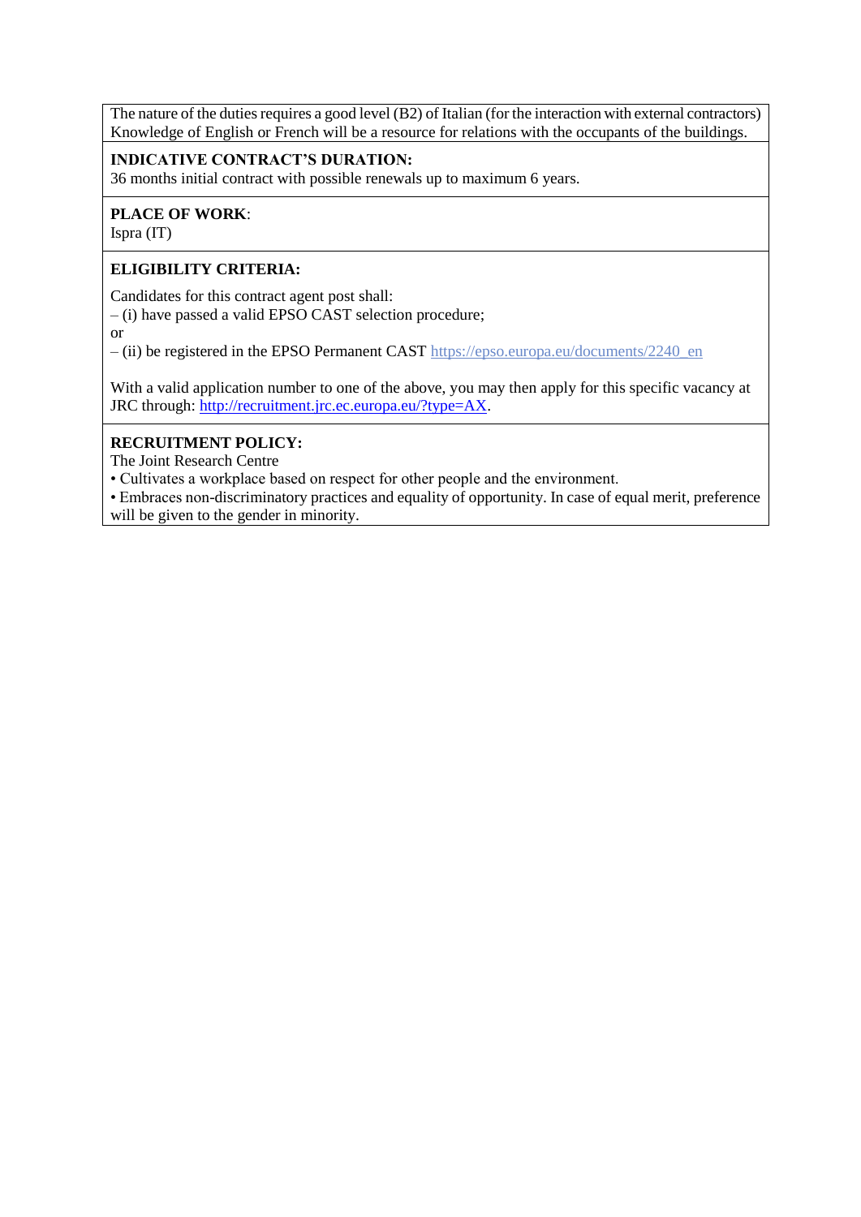The nature of the duties requires a good level (B2) of Italian (for the interaction with external contractors) Knowledge of English or French will be a resource for relations with the occupants of the buildings.

**INDICATIVE CONTRACT'S DURATION:**
36 months initial contract with possible renewals up to maximum 6 years.

**PLACE OF WORK**:
Ispra (IT)

**ELIGIBILITY CRITERIA:**

Candidates for this contract agent post shall:
– (i) have passed a valid EPSO CAST selection procedure;
or
– (ii) be registered in the EPSO Permanent CAST https://epso.europa.eu/documents/2240_en

With a valid application number to one of the above, you may then apply for this specific vacancy at JRC through: http://recruitment.jrc.ec.europa.eu/?type=AX.

**RECRUITMENT POLICY:**
The Joint Research Centre
• Cultivates a workplace based on respect for other people and the environment.
• Embraces non-discriminatory practices and equality of opportunity. In case of equal merit, preference will be given to the gender in minority.